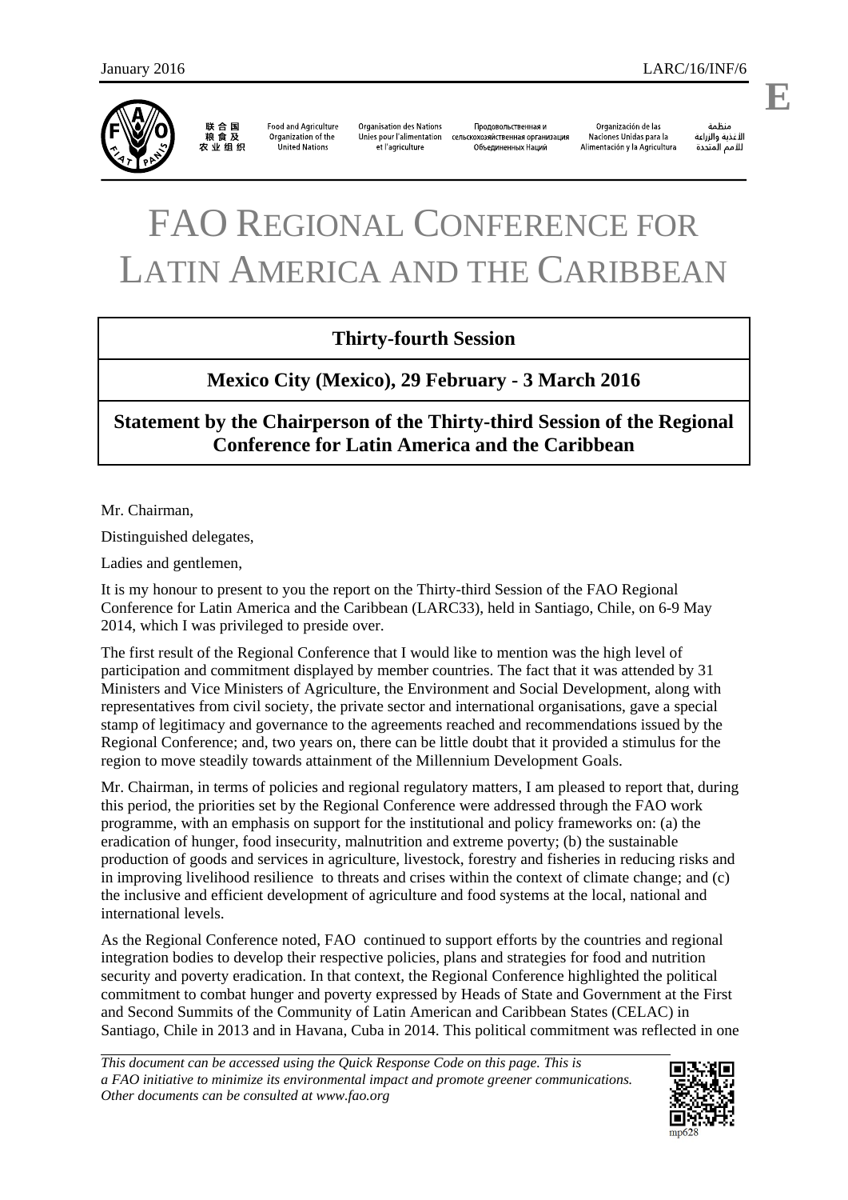# FAO REGIONAL CONFERENCE FOR LATIN AMERICA AND THE CARIBBEAN

## Thirty-fourth Session

## Mexico City (Mexico), 29 February - 3 March 2016

## Statement by the Chairperson of the Thirty-third Session of the Regional Conference for Latin America and the Caribbean

Mr. Chairman,

Distinguished delegates,

Ladies and gentlemen,

It is my honour to present to you the report on the Thirty-third Session of the FAO Regional Conference for Latin America and the Caribbean (LARC33), held in Santiago, Chile, on 6-9 May 2014, which I was privileged to preside over.

The first result of the Regional Conference that I would like to mention was the high level of participation and commitment displayed by member countries. The fact that it was attended by 31 Ministers and Vice Ministers of Agriculture, the Environment and Social Development, along with representatives from civil society, the private sector and international organisations, gave a special stamp of legitimacy and governance to the agreements reached and recommendations issued by the Regional Conference; and, two years on, there can be little doubt that it provided a stimulus for the region to move steadily towards attainment of the Millennium Development Goals.

Mr. Chairman, in terms of policies and regional regulatory matters, I am pleased to report that, during this period, the priorities set by the Regional Conference were addressed through the FAO work programme, with an emphasis on support for the institutional and policy frameworks on: (a) the eradication of hunger, food insecurity, malnutrition and extreme poverty; (b) the sustainable production of goods and services in agriculture, livestock, forestry and fisheries in reducing risks and in improving livelihood resilience to threats and crises within the context of climate change; and (c) the inclusive and efficient development of agriculture and food systems at the local, national and international levels.

As the Regional Conference noted, FAO continued to support efforts by the countries and regional integration bodies to develop their respective policies, plans and strategies for food and nutrition security and poverty eradication. In that context, the Regional Conference highlighted the political commitment to combat hunger and poverty expressed by Heads of State and Government at the First and Second Summits of the Community of Latin American and Caribbean States (CELAC) in Santiago, Chile in 2013 and in Havana, Cuba in 2014. This political commitment was reflected in one

*This document can be accessed using the Quick Response Code on this page. This is a FAO initiative to minimize its environmental impact and promote greener communications. Other documents can be consulted at www.fao.org*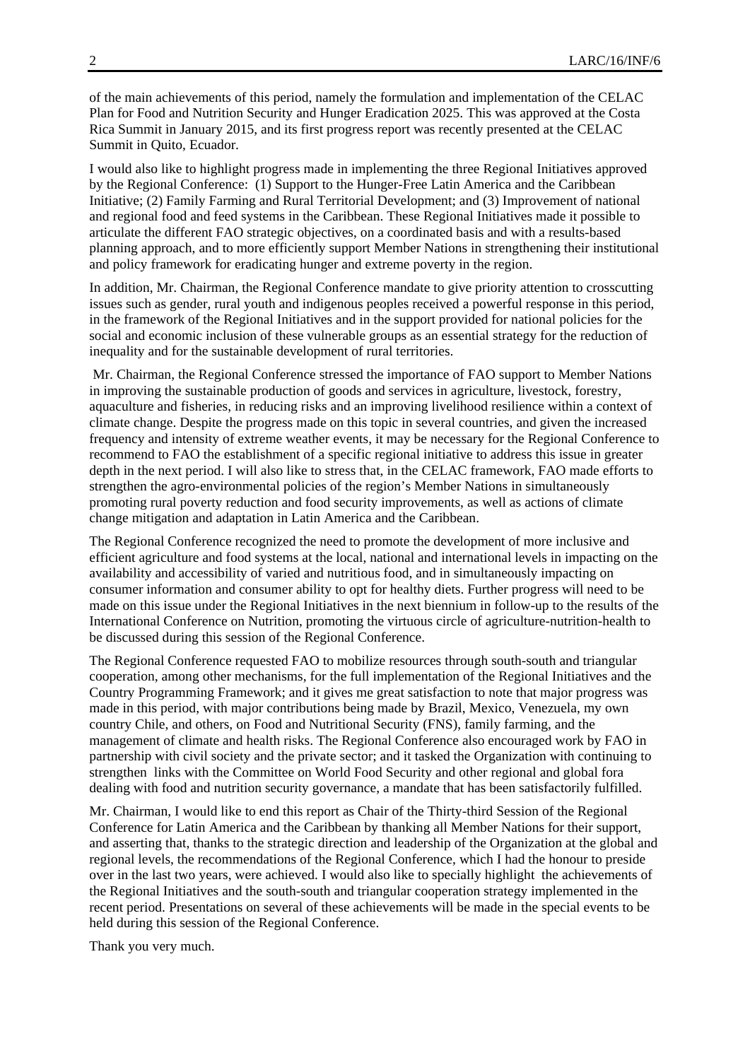of the main achievements of this period, namely the formulation and implementation of the CELAC Plan for Food and Nutrition Security and Hunger Eradication 2025. This was approved at the Costa Rica Summit in January 2015, and its first progress report was recently presented at the CELAC Summit in Quito, Ecuador.

I would also like to highlight progress made in implementing the three Regional Initiatives approved by the Regional Conference: (1) Support to the Hunger-Free Latin America and the Caribbean Initiative; (2) Family Farming and Rural Territorial Development; and (3) Improvement of national and regional food and feed systems in the Caribbean. These Regional Initiatives made it possible to articulate the different FAO strategic objectives, on a coordinated basis and with a results-based planning approach, and to more efficiently support Member Nations in strengthening their institutional and policy framework for eradicating hunger and extreme poverty in the region.

In addition, Mr. Chairman, the Regional Conference mandate to give priority attention to crosscutting issues such as gender, rural youth and indigenous peoples received a powerful response in this period, in the framework of the Regional Initiatives and in the support provided for national policies for the social and economic inclusion of these vulnerable groups as an essential strategy for the reduction of inequality and for the sustainable development of rural territories.

Mr. Chairman, the Regional Conference stressed the importance of FAO support to Member Nations in improving the sustainable production of goods and services in agriculture, livestock, forestry, aquaculture and fisheries, in reducing risks and an improving livelihood resilience within a context of climate change. Despite the progress made on this topic in several countries, and given the increased frequency and intensity of extreme weather events, it may be necessary for the Regional Conference to recommend to FAO the establishment of a specific regional initiative to address this issue in greater depth in the next period. I will also like to stress that, in the CELAC framework, FAO made efforts to strengthen the agro-environmental policies of the region's Member Nations in simultaneously promoting rural poverty reduction and food security improvements, as well as actions of climate change mitigation and adaptation in Latin America and the Caribbean.

The Regional Conference recognized the need to promote the development of more inclusive and efficient agriculture and food systems at the local, national and international levels in impacting on the availability and accessibility of varied and nutritious food, and in simultaneously impacting on consumer information and consumer ability to opt for healthy diets. Further progress will need to be made on this issue under the Regional Initiatives in the next biennium in follow-up to the results of the International Conference on Nutrition, promoting the virtuous circle of agriculture-nutrition-health to be discussed during this session of the Regional Conference.

The Regional Conference requested FAO to mobilize resources through south-south and triangular cooperation, among other mechanisms, for the full implementation of the Regional Initiatives and the Country Programming Framework; and it gives me great satisfaction to note that major progress was made in this period, with major contributions being made by Brazil, Mexico, Venezuela, my own country Chile, and others, on Food and Nutritional Security (FNS), family farming, and the management of climate and health risks. The Regional Conference also encouraged work by FAO in partnership with civil society and the private sector; and it tasked the Organization with continuing to strengthen links with the Committee on World Food Security and other regional and global fora dealing with food and nutrition security governance, a mandate that has been satisfactorily fulfilled.

Mr. Chairman, I would like to end this report as Chair of the Thirty-third Session of the Regional Conference for Latin America and the Caribbean by thanking all Member Nations for their support, and asserting that, thanks to the strategic direction and leadership of the Organization at the global and regional levels, the recommendations of the Regional Conference, which I had the honour to preside over in the last two years, were achieved. I would also like to specially highlight the achievements of the Regional Initiatives and the south-south and triangular cooperation strategy implemented in the recent period. Presentations on several of these achievements will be made in the special events to be held during this session of the Regional Conference.

Thank you very much.